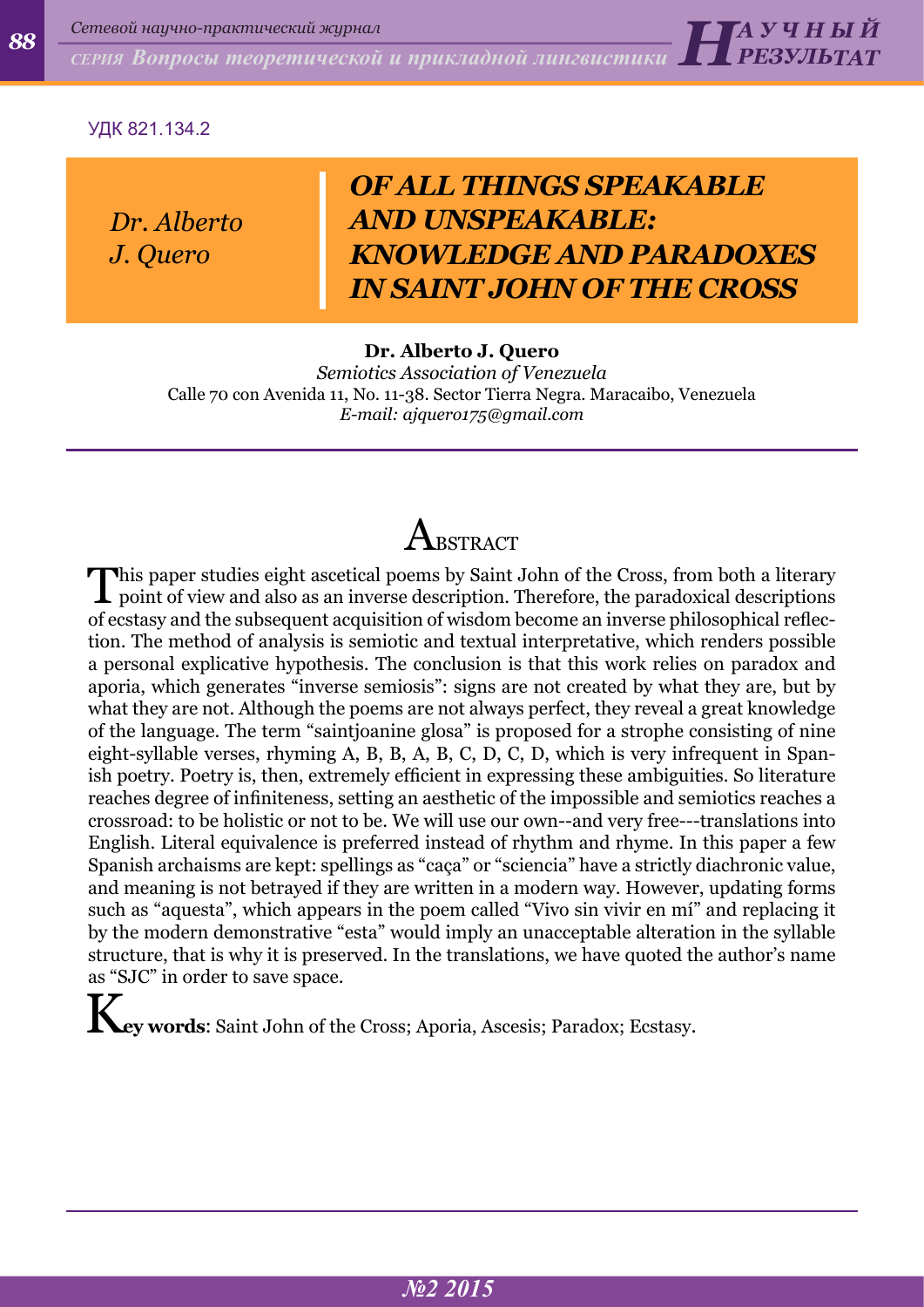УДК 821.134.2

*Dr. Alberto J. Quero*

# OF ALL THINGS SPEAKABLE AND UNSPEAKABLE: KNOWLEDGE AND PARADOXES IN SAINT JOHN OF THE CROSS

**Dr. Alberto J. Quero**
*Semiotics Association of Venezuela*
Calle 70 con Avenida 11, No. 11-38. Sector Tierra Negra. Maracaibo, Venezuela
*E-mail: ajquero175@gmail.com*

## Abstract

This paper studies eight ascetical poems by Saint John of the Cross, from both a literary point of view and also as an inverse description. Therefore, the paradoxical descriptions of ecstasy and the subsequent acquisition of wisdom become an inverse philosophical reflection. The method of analysis is semiotic and textual interpretative, which renders possible a personal explicative hypothesis. The conclusion is that this work relies on paradox and aporia, which generates "inverse semiosis": signs are not created by what they are, but by what they are not. Although the poems are not always perfect, they reveal a great knowledge of the language. The term "saintjoanine glosa" is proposed for a strophe consisting of nine eight-syllable verses, rhyming A, B, B, A, B, C, D, C, D, which is very infrequent in Spanish poetry. Poetry is, then, extremely efficient in expressing these ambiguities. So literature reaches degree of infiniteness, setting an aesthetic of the impossible and semiotics reaches a crossroad: to be holistic or not to be. We will use our own--and very free---translations into English. Literal equivalence is preferred instead of rhythm and rhyme. In this paper a few Spanish archaisms are kept: spellings as "caça" or "sciencia" have a strictly diachronic value, and meaning is not betrayed if they are written in a modern way. However, updating forms such as "aquesta", which appears in the poem called "Vivo sin vivir en mí" and replacing it by the modern demonstrative "esta" would imply an unacceptable alteration in the syllable structure, that is why it is preserved. In the translations, we have quoted the author's name as "SJC" in order to save space.

**Key words**: Saint John of the Cross; Aporia, Ascesis; Paradox; Ecstasy.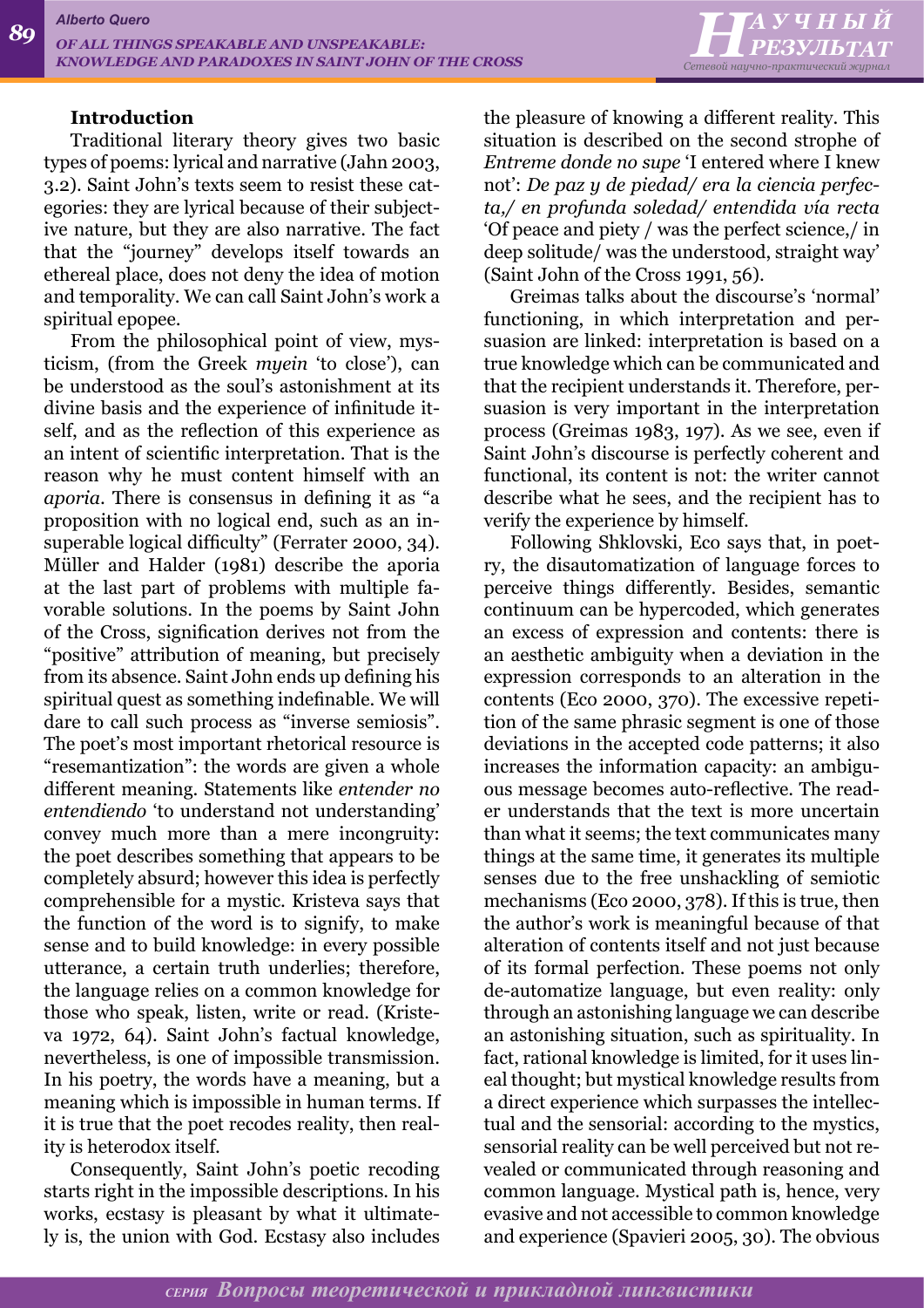### Introduction

Traditional literary theory gives two basic types of poems: lyrical and narrative (Jahn 2003, 3.2). Saint John's texts seem to resist these categories: they are lyrical because of their subjective nature, but they are also narrative. The fact that the "journey" develops itself towards an ethereal place, does not deny the idea of motion and temporality. We can call Saint John's work a spiritual epopee.

From the philosophical point of view, mysticism, (from the Greek *myein* 'to close'), can be understood as the soul's astonishment at its divine basis and the experience of infinitude itself, and as the reflection of this experience as an intent of scientific interpretation. That is the reason why he must content himself with an *aporia*. There is consensus in defining it as "a proposition with no logical end, such as an insuperable logical difficulty" (Ferrater 2000, 34). Müller and Halder (1981) describe the aporia at the last part of problems with multiple favorable solutions. In the poems by Saint John of the Cross, signification derives not from the "positive" attribution of meaning, but precisely from its absence. Saint John ends up defining his spiritual quest as something indefinable. We will dare to call such process as "inverse semiosis". The poet's most important rhetorical resource is "resemantization": the words are given a whole different meaning. Statements like *entender no entendiendo* 'to understand not understanding' convey much more than a mere incongruity: the poet describes something that appears to be completely absurd; however this idea is perfectly comprehensible for a mystic. Kristeva says that the function of the word is to signify, to make sense and to build knowledge: in every possible utterance, a certain truth underlies; therefore, the language relies on a common knowledge for those who speak, listen, write or read. (Kristeva 1972, 64). Saint John's factual knowledge, nevertheless, is one of impossible transmission. In his poetry, the words have a meaning, but a meaning which is impossible in human terms. If it is true that the poet recodes reality, then reality is heterodox itself.

Consequently, Saint John's poetic recoding starts right in the impossible descriptions. In his works, ecstasy is pleasant by what it ultimately is, the union with God. Ecstasy also includes the pleasure of knowing a different reality. This situation is described on the second strophe of *Entreme donde no supe* 'I entered where I knew not': *De paz y de piedad/ era la ciencia perfecta,/ en profunda soledad/ entendida vía recta* 'Of peace and piety / was the perfect science,/ in deep solitude/ was the understood, straight way' (Saint John of the Cross 1991, 56).

Greimas talks about the discourse's 'normal' functioning, in which interpretation and persuasion are linked: interpretation is based on a true knowledge which can be communicated and that the recipient understands it. Therefore, persuasion is very important in the interpretation process (Greimas 1983, 197). As we see, even if Saint John's discourse is perfectly coherent and functional, its content is not: the writer cannot describe what he sees, and the recipient has to verify the experience by himself.

Following Shklovski, Eco says that, in poetry, the disautomatization of language forces to perceive things differently. Besides, semantic continuum can be hypercoded, which generates an excess of expression and contents: there is an aesthetic ambiguity when a deviation in the expression corresponds to an alteration in the contents (Eco 2000, 370). The excessive repetition of the same phrasic segment is one of those deviations in the accepted code patterns; it also increases the information capacity: an ambiguous message becomes auto-reflective. The reader understands that the text is more uncertain than what it seems; the text communicates many things at the same time, it generates its multiple senses due to the free unshackling of semiotic mechanisms (Eco 2000, 378). If this is true, then the author's work is meaningful because of that alteration of contents itself and not just because of its formal perfection. These poems not only de-automatize language, but even reality: only through an astonishing language we can describe an astonishing situation, such as spirituality. In fact, rational knowledge is limited, for it uses lineal thought; but mystical knowledge results from a direct experience which surpasses the intellectual and the sensorial: according to the mystics, sensorial reality can be well perceived but not revealed or communicated through reasoning and common language. Mystical path is, hence, very evasive and not accessible to common knowledge and experience (Spavieri 2005, 30). The obvious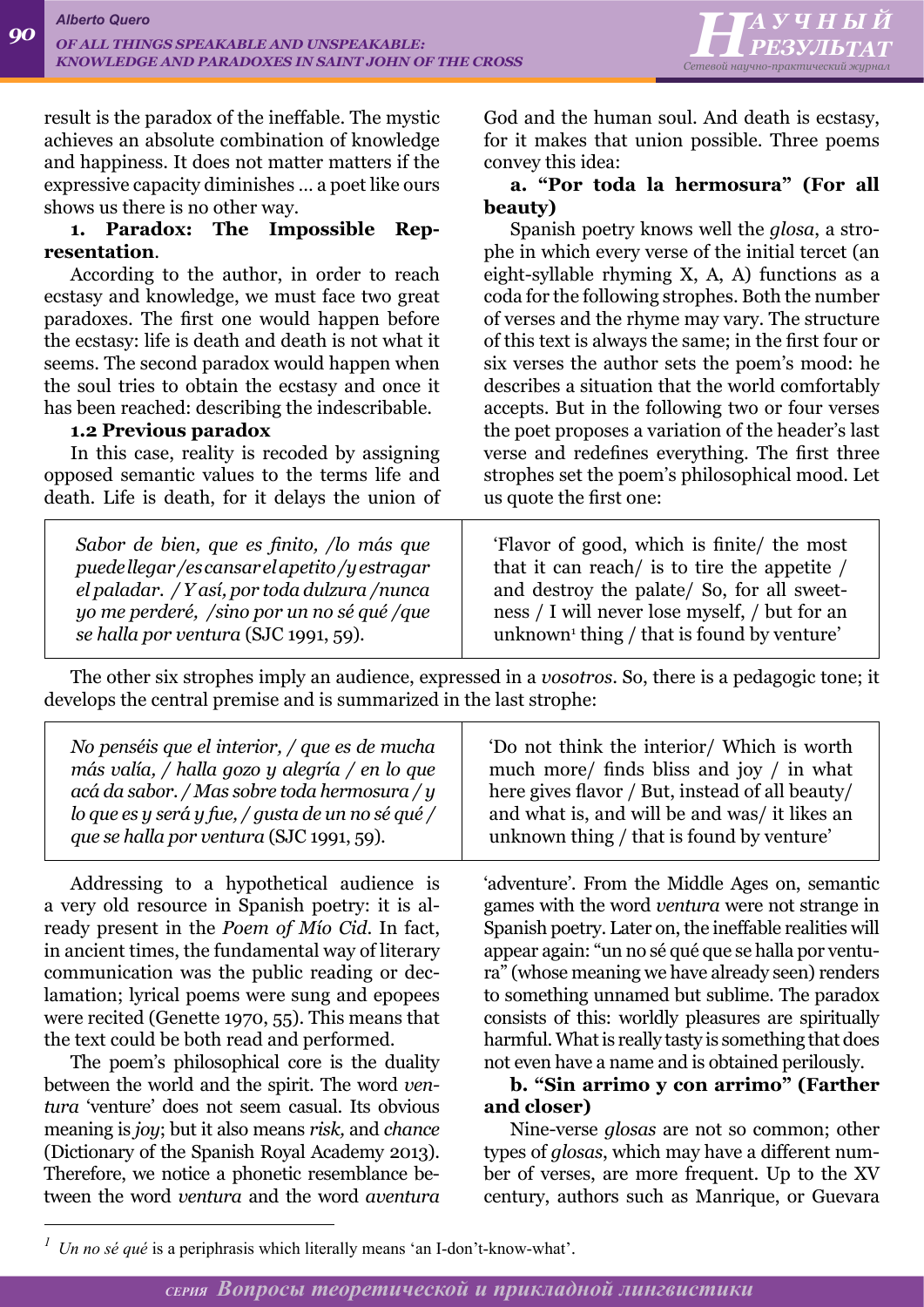result is the paradox of the ineffable. The mystic achieves an absolute combination of knowledge and happiness. It does not matter matters if the expressive capacity diminishes ... a poet like ours shows us there is no other way.

**1. Paradox: The Impossible Representation**.

According to the author, in order to reach ecstasy and knowledge, we must face two great paradoxes. The first one would happen before the ecstasy: life is death and death is not what it seems. The second paradox would happen when the soul tries to obtain the ecstasy and once it has been reached: describing the indescribable.

**1.2 Previous paradox**

In this case, reality is recoded by assigning opposed semantic values to the terms life and death. Life is death, for it delays the union of God and the human soul. And death is ecstasy, for it makes that union possible. Three poems convey this idea:

**a. "Por toda la hermosura" (For all beauty)**

Spanish poetry knows well the *glosa*, a strophe in which every verse of the initial tercet (an eight-syllable rhyming X, A, A) functions as a coda for the following strophes. Both the number of verses and the rhyme may vary. The structure of this text is always the same; in the first four or six verses the author sets the poem's mood: he describes a situation that the world comfortably accepts. But in the following two or four verses the poet proposes a variation of the header's last verse and redefines everything. The first three strophes set the poem's philosophical mood. Let us quote the first one:

| | |
|---|---|
| *Sabor de bien, que es finito, /lo más que puede llegar /es cansar el apetito /y estragar el paladar. / Y así, por toda dulzura /nunca yo me perderé, /sino por un no sé qué /que se halla por ventura* (SJC 1991, 59). | 'Flavor of good, which is finite/ the most that it can reach/ is to tire the appetite / and destroy the palate/ So, for all sweetness / I will never lose myself, / but for an unknown[1] thing / that is found by venture' |

The other six strophes imply an audience, expressed in a *vosotros*. So, there is a pedagogic tone; it develops the central premise and is summarized in the last strophe:

| | |
|---|---|
| *No penséis que el interior, / que es de mucha más valía, / halla gozo y alegría / en lo que acá da sabor. / Mas sobre toda hermosura / y lo que es y será y fue, / gusta de un no sé qué / que se halla por ventura* (SJC 1991, 59). | 'Do not think the interior/ Which is worth much more/ finds bliss and joy / in what here gives flavor / But, instead of all beauty/ and what is, and will be and was/ it likes an unknown thing / that is found by venture' |

Addressing to a hypothetical audience is a very old resource in Spanish poetry: it is already present in the *Poem of Mío Cid*. In fact, in ancient times, the fundamental way of literary communication was the public reading or declamation; lyrical poems were sung and epopees were recited (Genette 1970, 55). This means that the text could be both read and performed.

The poem's philosophical core is the duality between the world and the spirit. The word *ventura* 'venture' does not seem casual. Its obvious meaning is *joy*; but it also means *risk*, and *chance* (Dictionary of the Spanish Royal Academy 2013). Therefore, we notice a phonetic resemblance between the word *ventura* and the word *aventura* 'adventure'. From the Middle Ages on, semantic games with the word *ventura* were not strange in Spanish poetry. Later on, the ineffable realities will appear again: "un no sé qué que se halla por ventura" (whose meaning we have already seen) renders to something unnamed but sublime. The paradox consists of this: worldly pleasures are spiritually harmful. What is really tasty is something that does not even have a name and is obtained perilously.

**b. "Sin arrimo y con arrimo" (Farther and closer)**

Nine-verse *glosas* are not so common; other types of *glosas*, which may have a different number of verses, are more frequent. Up to the XV century, authors such as Manrique, or Guevara

---

[1] *Un no sé qué* is a periphrasis which literally means 'an I-don't-know-what'.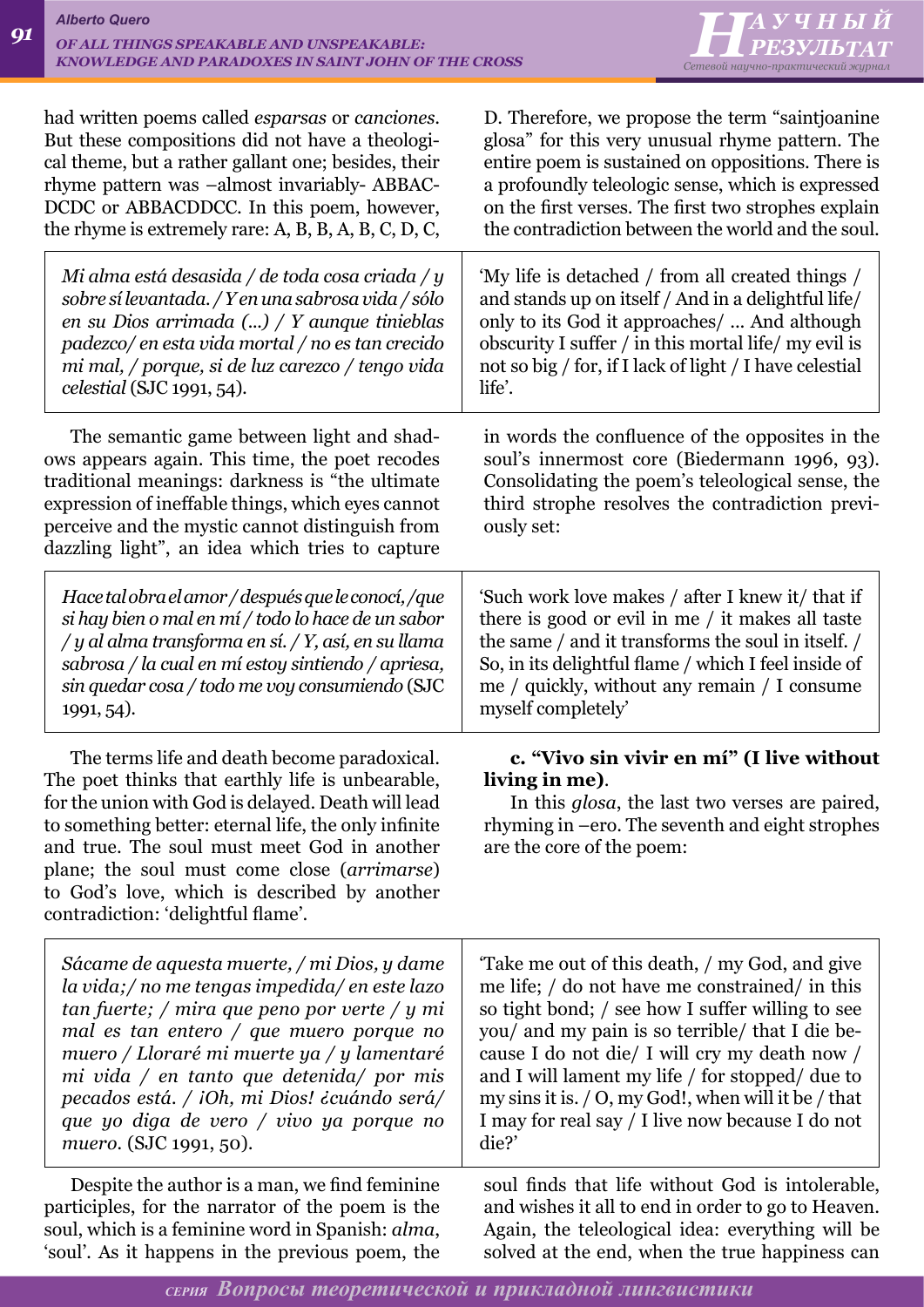had written poems called *esparsas* or *canciones*. But these compositions did not have a theological theme, but a rather gallant one; besides, their rhyme pattern was –almost invariably- ABBACDCDC or ABBACDDCC. In this poem, however, the rhyme is extremely rare: A, B, B, A, B, C, D, C, D. Therefore, we propose the term "saintjoanine glosa" for this very unusual rhyme pattern. The entire poem is sustained on oppositions. There is a profoundly teleologic sense, which is expressed on the first verses. The first two strophes explain the contradiction between the world and the soul.

| | |
|---|---|
| *Mi alma está desasida / de toda cosa criada / y sobre sí levantada. / Y en una sabrosa vida / sólo en su Dios arrimada (...) / Y aunque tinieblas padezco/ en esta vida mortal / no es tan crecido mi mal, / porque, si de luz carezco / tengo vida celestial* (SJC 1991, 54). | 'My life is detached / from all created things / and stands up on itself / And in a delightful life/ only to its God it approaches/ ... And although obscurity I suffer / in this mortal life/ my evil is not so big / for, if I lack of light / I have celestial life'. |

The semantic game between light and shadows appears again. This time, the poet recodes traditional meanings: darkness is "the ultimate expression of ineffable things, which eyes cannot perceive and the mystic cannot distinguish from dazzling light", an idea which tries to capture in words the confluence of the opposites in the soul's innermost core (Biedermann 1996, 93). Consolidating the poem's teleological sense, the third strophe resolves the contradiction previously set:

| | |
|---|---|
| *Hace tal obra el amor / después que le conocí, /que si hay bien o mal en mí / todo lo hace de un sabor / y al alma transforma en sí. / Y, así, en su llama sabrosa / la cual en mí estoy sintiendo / apriesa, sin quedar cosa / todo me voy consumiendo* (SJC 1991, 54). | 'Such work love makes / after I knew it/ that if there is good or evil in me / it makes all taste the same / and it transforms the soul in itself. / So, in its delightful flame / which I feel inside of me / quickly, without any remain / I consume myself completely' |

The terms life and death become paradoxical. The poet thinks that earthly life is unbearable, for the union with God is delayed. Death will lead to something better: eternal life, the only infinite and true. The soul must meet God in another plane; the soul must come close (*arrimarse*) to God's love, which is described by another contradiction: 'delightful flame'.

**c. "Vivo sin vivir en mí" (I live without living in me)**.

In this *glosa*, the last two verses are paired, rhyming in –ero. The seventh and eight strophes are the core of the poem:

| | |
|---|---|
| *Sácame de aquesta muerte, / mi Dios, y dame la vida;/ no me tengas impedida/ en este lazo tan fuerte; / mira que peno por verte / y mi mal es tan entero / que muero porque no muero / Lloraré mi muerte ya / y lamentaré mi vida / en tanto que detenida/ por mis pecados está. / ¡Oh, mi Dios! ¿cuándo será/ que yo diga de vero / vivo ya porque no muero*. (SJC 1991, 50). | 'Take me out of this death, / my God, and give me life; / do not have me constrained/ in this so tight bond; / see how I suffer willing to see you/ and my pain is so terrible/ that I die because I do not die/ I will cry my death now / and I will lament my life / for stopped/ due to my sins it is. / O, my God!, when will it be / that I may for real say / I live now because I do not die?' |

Despite the author is a man, we find feminine participles, for the narrator of the poem is the soul, which is a feminine word in Spanish: *alma*, 'soul'. As it happens in the previous poem, the soul finds that life without God is intolerable, and wishes it all to end in order to go to Heaven. Again, the teleological idea: everything will be solved at the end, when the true happiness can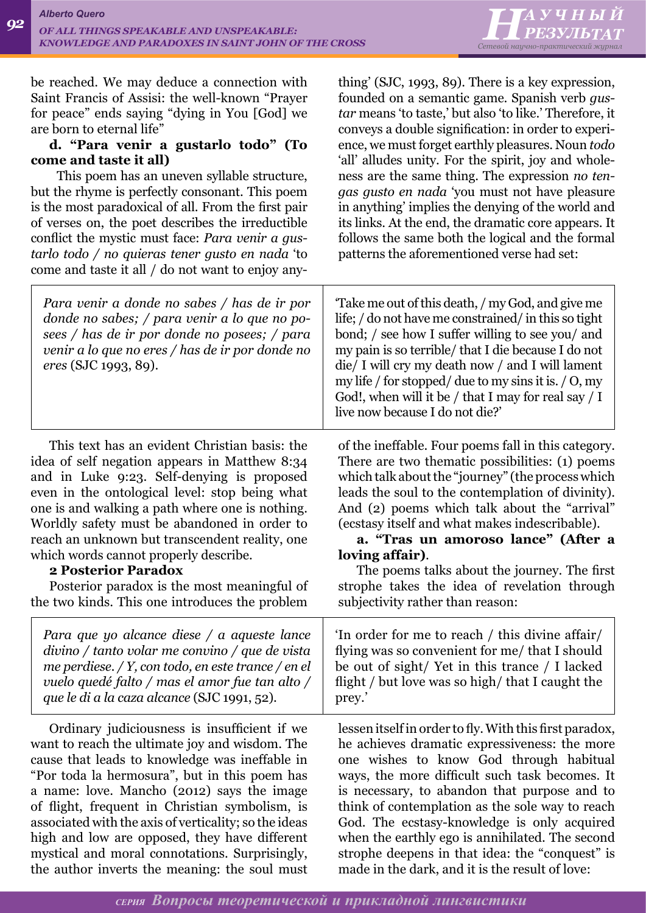be reached. We may deduce a connection with Saint Francis of Assisi: the well-known "Prayer for peace" ends saying "dying in You [God] we are born to eternal life"

**d. "Para venir a gustarlo todo" (To come and taste it all)**

This poem has an uneven syllable structure, but the rhyme is perfectly consonant. This poem is the most paradoxical of all. From the first pair of verses on, the poet describes the irreductible conflict the mystic must face: *Para venir a gustarlo todo / no quieras tener gusto en nada* 'to come and taste it all / do not want to enjoy anything' (SJC, 1993, 89). There is a key expression, founded on a semantic game. Spanish verb *gustar* means 'to taste,' but also 'to like.' Therefore, it conveys a double signification: in order to experience, we must forget earthly pleasures. Noun *todo* 'all' alludes unity. For the spirit, joy and wholeness are the same thing. The expression *no tengas gusto en nada* 'you must not have pleasure in anything' implies the denying of the world and its links. At the end, the dramatic core appears. It follows the same both the logical and the formal patterns the aforementioned verse had set:

| *Para venir a donde no sabes / has de ir por donde no sabes; / para venir a lo que no posees / has de ir por donde no posees; / para venir a lo que no eres / has de ir por donde no eres* (SJC 1993, 89). | 'Take me out of this death, / my God, and give me life; / do not have me constrained/ in this so tight bond; / see how I suffer willing to see you/ and my pain is so terrible/ that I die because I do not die/ I will cry my death now / and I will lament my life / for stopped/ due to my sins it is. / O, my God!, when will it be / that I may for real say / I live now because I do not die?' |
|---|---|

This text has an evident Christian basis: the idea of self negation appears in Matthew 8:34 and in Luke 9:23. Self-denying is proposed even in the ontological level: stop being what one is and walking a path where one is nothing. Worldly safety must be abandoned in order to reach an unknown but transcendent reality, one which words cannot properly describe.

**2 Posterior Paradox**

Posterior paradox is the most meaningful of the two kinds. This one introduces the problem of the ineffable. Four poems fall in this category. There are two thematic possibilities: (1) poems which talk about the "journey" (the process which leads the soul to the contemplation of divinity). And (2) poems which talk about the "arrival" (ecstasy itself and what makes indescribable).

**a. "Tras un amoroso lance" (After a loving affair)**.

The poems talks about the journey. The first strophe takes the idea of revelation through subjectivity rather than reason:

| *Para que yo alcance diese / a aqueste lance divino / tanto volar me convino / que de vista me perdiese. / Y, con todo, en este trance / en el vuelo quedé falto / mas el amor fue tan alto / que le di a la caza alcance* (SJC 1991, 52). | 'In order for me to reach / this divine affair/ flying was so convenient for me/ that I should be out of sight/ Yet in this trance / I lacked flight / but love was so high/ that I caught the prey.' |
|---|---|

Ordinary judiciousness is insufficient if we want to reach the ultimate joy and wisdom. The cause that leads to knowledge was ineffable in "Por toda la hermosura", but in this poem has a name: love. Mancho (2012) says the image of flight, frequent in Christian symbolism, is associated with the axis of verticality; so the ideas high and low are opposed, they have different mystical and moral connotations. Surprisingly, the author inverts the meaning: the soul must lessen itself in order to fly. With this first paradox, he achieves dramatic expressiveness: the more one wishes to know God through habitual ways, the more difficult such task becomes. It is necessary, to abandon that purpose and to think of contemplation as the sole way to reach God. The ecstasy-knowledge is only acquired when the earthly ego is annihilated. The second strophe deepens in that idea: the "conquest" is made in the dark, and it is the result of love: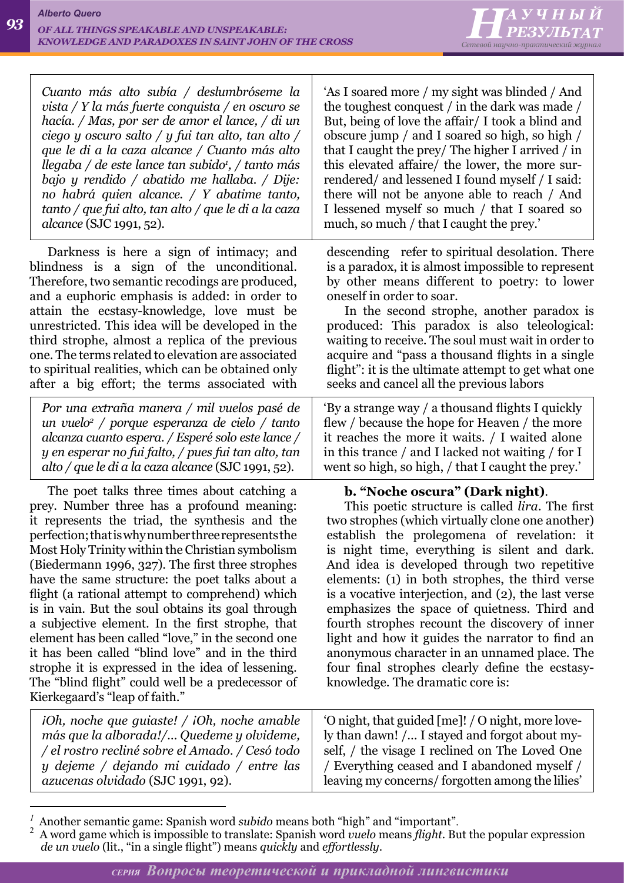| | |
|---|---|
| *Cuanto más alto subía / deslumbróseme la vista / Y la más fuerte conquista / en oscuro se hacía. / Mas, por ser de amor el lance, / di un ciego y oscuro salto / y fui tan alto, tan alto / que le di a la caza alcance / Cuanto más alto llegaba / de este lance tan subido*[1]*, / tanto más bajo y rendido / abatido me hallaba. / Dije: no habrá quien alcance. / Y abatime tanto, tanto / que fui alto, tan alto / que le di a la caza alcance* (SJC 1991, 52). | 'As I soared more / my sight was blinded / And the toughest conquest / in the dark was made / But, being of love the affair/ I took a blind and obscure jump / and I soared so high, so high / that I caught the prey/ The higher I arrived / in this elevated affaire/ the lower, the more surrendered/ and lessened I found myself / I said: there will not be anyone able to reach / And I lessened myself so much / that I soared so much, so much / that I caught the prey.' |

Darkness is here a sign of intimacy; and blindness is a sign of the unconditional. Therefore, two semantic recodings are produced, and a euphoric emphasis is added: in order to attain the ecstasy-knowledge, love must be unrestricted. This idea will be developed in the third strophe, almost a replica of the previous one. The terms related to elevation are associated to spiritual realities, which can be obtained only after a big effort; the terms associated with descending refer to spiritual desolation. There is a paradox, it is almost impossible to represent by other means different to poetry: to lower oneself in order to soar.

In the second strophe, another paradox is produced: This paradox is also teleological: waiting to receive. The soul must wait in order to acquire and "pass a thousand flights in a single flight": it is the ultimate attempt to get what one seeks and cancel all the previous labors

| | |
|---|---|
| *Por una extraña manera / mil vuelos pasé de un vuelo*[2] */ porque esperanza de cielo / tanto alcanza cuanto espera. / Esperé solo este lance / y en esperar no fui falto, / pues fui tan alto, tan alto / que le di a la caza alcance* (SJC 1991, 52). | 'By a strange way / a thousand flights I quickly flew / because the hope for Heaven / the more it reaches the more it waits. / I waited alone in this trance / and I lacked not waiting / for I went so high, so high, / that I caught the prey.' |

The poet talks three times about catching a prey. Number three has a profound meaning: it represents the triad, the synthesis and the perfection; that is why number three represents the Most Holy Trinity within the Christian symbolism (Biedermann 1996, 327). The first three strophes have the same structure: the poet talks about a flight (a rational attempt to comprehend) which is in vain. But the soul obtains its goal through a subjective element. In the first strophe, that element has been called "love," in the second one it has been called "blind love" and in the third strophe it is expressed in the idea of lessening. The "blind flight" could well be a predecessor of Kierkegaard's "leap of faith."

**b. "Noche oscura" (Dark night).**

This poetic structure is called *lira*. The first two strophes (which virtually clone one another) establish the prolegomena of revelation: it is night time, everything is silent and dark. And idea is developed through two repetitive elements: (1) in both strophes, the third verse is a vocative interjection, and (2), the last verse emphasizes the space of quietness. Third and fourth strophes recount the discovery of inner light and how it guides the narrator to find an anonymous character in an unnamed place. The four final strophes clearly define the ecstasy-knowledge. The dramatic core is:

| | |
|---|---|
| *¡Oh, noche que guiaste! / ¡Oh, noche amable más que la alborada!/… Quedeme y olvideme, / el rostro recliné sobre el Amado. / Cesó todo y dejeme / dejando mi cuidado / entre las azucenas olvidado* (SJC 1991, 92). | 'O night, that guided [me]! / O night, more lovely than dawn! /… I stayed and forgot about myself, / the visage I reclined on The Loved One / Everything ceased and I abandoned myself / leaving my concerns/ forgotten among the lilies' |

---

[1] Another semantic game: Spanish word *subido* means both "high" and "important".

[2] A word game which is impossible to translate: Spanish word *vuelo* means *flight*. But the popular expression *de un vuelo* (lit., "in a single flight") means *quickly* and *effortlessly*.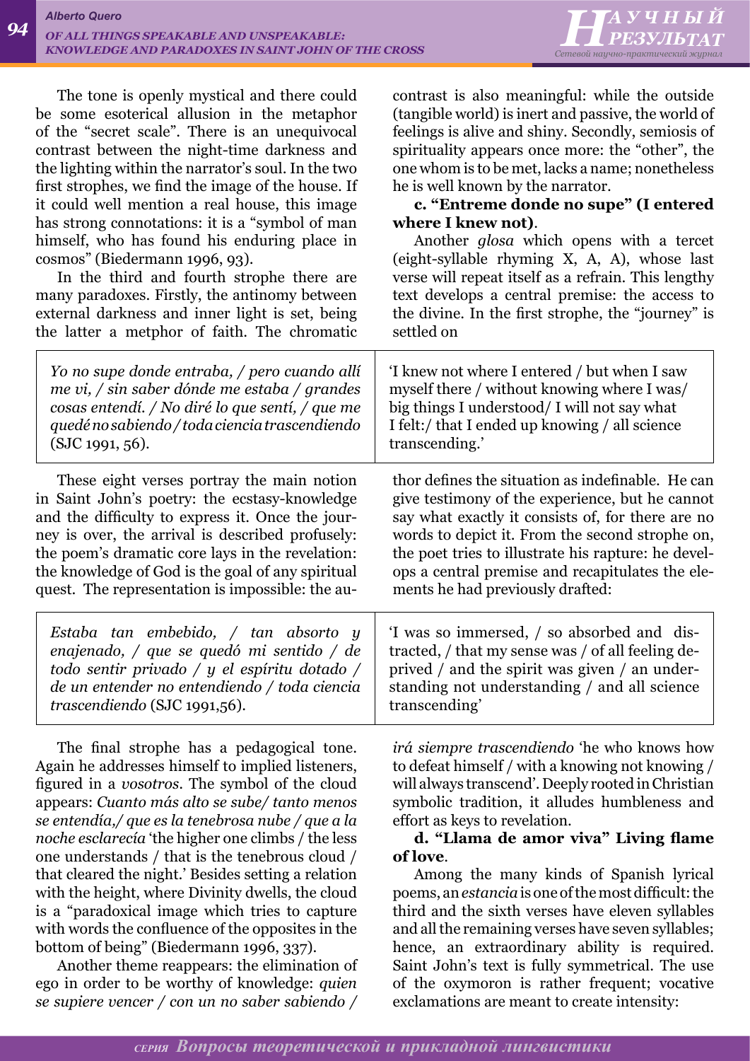The tone is openly mystical and there could be some esoterical allusion in the metaphor of the “secret scale”. There is an unequivocal contrast between the night-time darkness and the lighting within the narrator’s soul. In the two first strophes, we find the image of the house. If it could well mention a real house, this image has strong connotations: it is a “symbol of man himself, who has found his enduring place in cosmos” (Biedermann 1996, 93).

In the third and fourth strophe there are many paradoxes. Firstly, the antinomy between external darkness and inner light is set, being the latter a metphor of faith. The chromatic contrast is also meaningful: while the outside (tangible world) is inert and passive, the world of feelings is alive and shiny. Secondly, semiosis of spirituality appears once more: the “other”, the one whom is to be met, lacks a name; nonetheless he is well known by the narrator.

**c. “Entreme donde no supe” (I entered where I knew not)**.

Another *glosa* which opens with a tercet (eight-syllable rhyming X, A, A), whose last verse will repeat itself as a refrain. This lengthy text develops a central premise: the access to the divine. In the first strophe, the “journey” is settled on

| | |
|---|---|
| *Yo no supe donde entraba, / pero cuando allí me vi, / sin saber dónde me estaba / grandes cosas entendí. / No diré lo que sentí, / que me quedé no sabiendo / toda ciencia trascendiendo* (SJC 1991, 56). | ‘I knew not where I entered / but when I saw myself there / without knowing where I was/ big things I understood/ I will not say what I felt:/ that I ended up knowing / all science transcending.’ |

These eight verses portray the main notion in Saint John’s poetry: the ecstasy-knowledge and the difficulty to express it. Once the journey is over, the arrival is described profusely: the poem’s dramatic core lays in the revelation: the knowledge of God is the goal of any spiritual quest. The representation is impossible: the author defines the situation as indefinable. He can give testimony of the experience, but he cannot say what exactly it consists of, for there are no words to depict it. From the second strophe on, the poet tries to illustrate his rapture: he develops a central premise and recapitulates the elements he had previously drafted:

| | |
|---|---|
| *Estaba tan embebido, / tan absorto y enajenado, / que se quedó mi sentido / de todo sentir privado / y el espíritu dotado / de un entender no entendiendo / toda ciencia trascendiendo* (SJC 1991,56). | ‘I was so immersed, / so absorbed and distracted, / that my sense was / of all feeling deprived / and the spirit was given / an understanding not understanding / and all science transcending’ |

The final strophe has a pedagogical tone. Again he addresses himself to implied listeners, figured in a *vosotros*. The symbol of the cloud appears: *Cuanto más alto se sube/ tanto menos se entendía,/ que es la tenebrosa nube / que a la noche esclarecía* ‘the higher one climbs / the less one understands / that is the tenebrous cloud / that cleared the night.’ Besides setting a relation with the height, where Divinity dwells, the cloud is a “paradoxical image which tries to capture with words the confluence of the opposites in the bottom of being” (Biedermann 1996, 337).

Another theme reappears: the elimination of ego in order to be worthy of knowledge: *quien se supiere vencer / con un no saber sabiendo / irá siempre trascendiendo* ‘he who knows how to defeat himself / with a knowing not knowing / will always transcend’. Deeply rooted in Christian symbolic tradition, it alludes humbleness and effort as keys to revelation.

**d. “Llama de amor viva” Living flame of love**.

Among the many kinds of Spanish lyrical poems, an *estancia* is one of the most difficult: the third and the sixth verses have eleven syllables and all the remaining verses have seven syllables; hence, an extraordinary ability is required. Saint John’s text is fully symmetrical. The use of the oxymoron is rather frequent; vocative exclamations are meant to create intensity: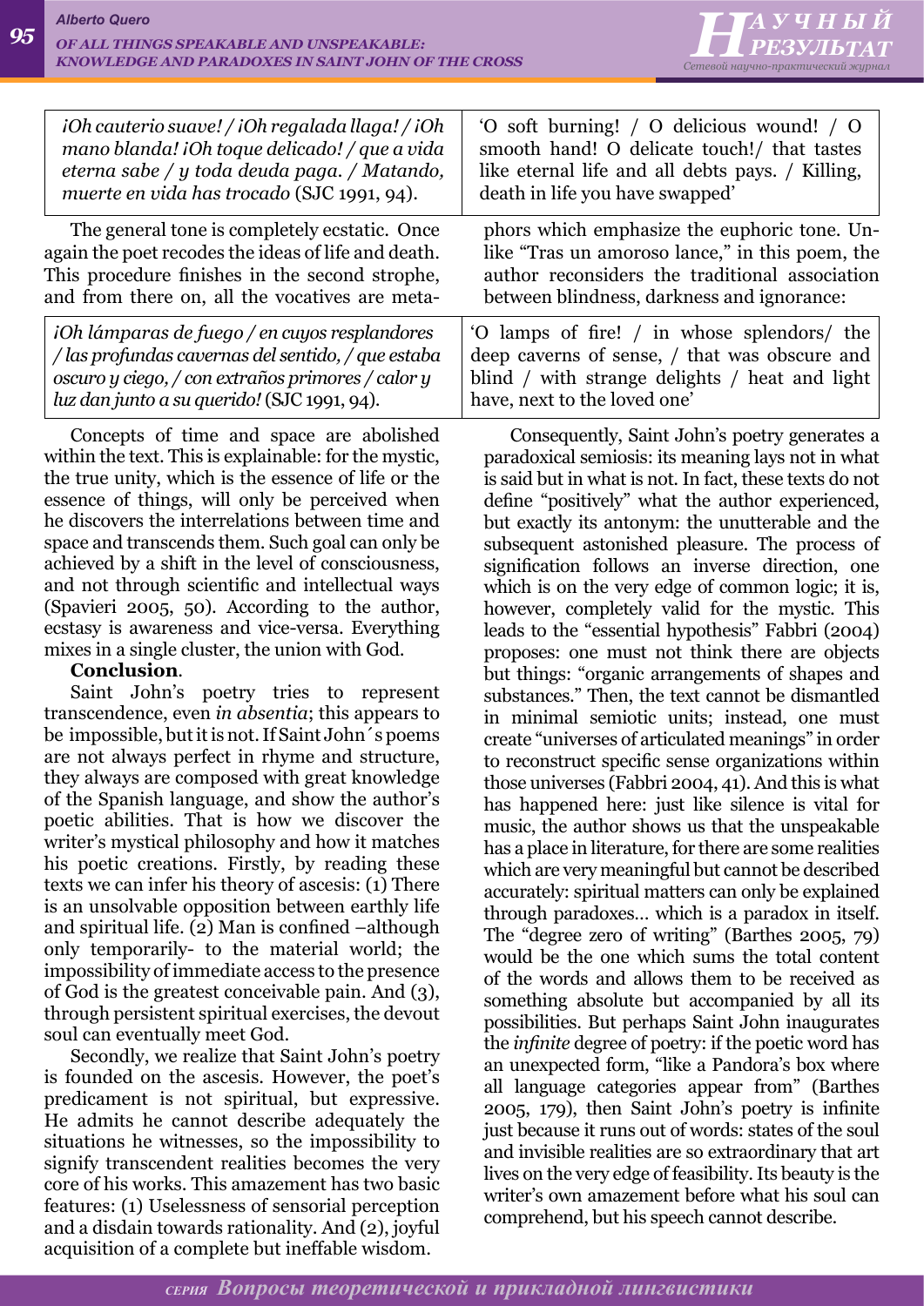| ¡Oh cauterio suave! / ¡Oh regalada llaga! / ¡Oh mano blanda! ¡Oh toque delicado! / que a vida eterna sabe / y toda deuda paga. / Matando, muerte en vida has trocado (SJC 1991, 94). | 'O soft burning! / O delicious wound! / O smooth hand! O delicate touch!/ that tastes like eternal life and all debts pays. / Killing, death in life you have swapped' |
|---|---|

The general tone is completely ecstatic. Once again the poet recodes the ideas of life and death. This procedure finishes in the second strophe, and from there on, all the vocatives are metaphors which emphasize the euphoric tone. Unlike "Tras un amoroso lance," in this poem, the author reconsiders the traditional association between blindness, darkness and ignorance:

| ¡Oh lámparas de fuego / en cuyos resplandores / las profundas cavernas del sentido, / que estaba oscuro y ciego, / con extraños primores / calor y luz dan junto a su querido! (SJC 1991, 94). | 'O lamps of fire! / in whose splendors/ the deep caverns of sense, / that was obscure and blind / with strange delights / heat and light have, next to the loved one' |
|---|---|

Concepts of time and space are abolished within the text. This is explainable: for the mystic, the true unity, which is the essence of life or the essence of things, will only be perceived when he discovers the interrelations between time and space and transcends them. Such goal can only be achieved by a shift in the level of consciousness, and not through scientific and intellectual ways (Spavieri 2005, 50). According to the author, ecstasy is awareness and vice-versa. Everything mixes in a single cluster, the union with God.

**Conclusion**.

Saint John's poetry tries to represent transcendence, even *in absentia*; this appears to be impossible, but it is not. If Saint John´s poems are not always perfect in rhyme and structure, they always are composed with great knowledge of the Spanish language, and show the author's poetic abilities. That is how we discover the writer's mystical philosophy and how it matches his poetic creations. Firstly, by reading these texts we can infer his theory of ascesis: (1) There is an unsolvable opposition between earthly life and spiritual life. (2) Man is confined –although only temporarily- to the material world; the impossibility of immediate access to the presence of God is the greatest conceivable pain. And (3), through persistent spiritual exercises, the devout soul can eventually meet God.

Secondly, we realize that Saint John's poetry is founded on the ascesis. However, the poet's predicament is not spiritual, but expressive. He admits he cannot describe adequately the situations he witnesses, so the impossibility to signify transcendent realities becomes the very core of his works. This amazement has two basic features: (1) Uselessness of sensorial perception and a disdain towards rationality. And (2), joyful acquisition of a complete but ineffable wisdom.

Consequently, Saint John's poetry generates a paradoxical semiosis: its meaning lays not in what is said but in what is not. In fact, these texts do not define "positively" what the author experienced, but exactly its antonym: the unutterable and the subsequent astonished pleasure. The process of signification follows an inverse direction, one which is on the very edge of common logic; it is, however, completely valid for the mystic. This leads to the "essential hypothesis" Fabbri (2004) proposes: one must not think there are objects but things: "organic arrangements of shapes and substances." Then, the text cannot be dismantled in minimal semiotic units; instead, one must create "universes of articulated meanings" in order to reconstruct specific sense organizations within those universes (Fabbri 2004, 41). And this is what has happened here: just like silence is vital for music, the author shows us that the unspeakable has a place in literature, for there are some realities which are very meaningful but cannot be described accurately: spiritual matters can only be explained through paradoxes… which is a paradox in itself. The "degree zero of writing" (Barthes 2005, 79) would be the one which sums the total content of the words and allows them to be received as something absolute but accompanied by all its possibilities. But perhaps Saint John inaugurates the *infinite* degree of poetry: if the poetic word has an unexpected form, "like a Pandora's box where all language categories appear from" (Barthes 2005, 179), then Saint John's poetry is infinite just because it runs out of words: states of the soul and invisible realities are so extraordinary that art lives on the very edge of feasibility. Its beauty is the writer's own amazement before what his soul can comprehend, but his speech cannot describe.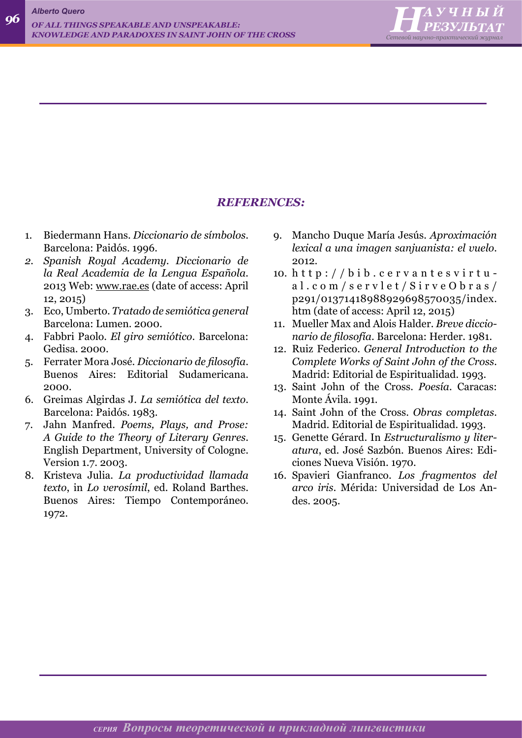## *REFERENCES:*

1. Biedermann Hans. *Diccionario de símbolos*. Barcelona: Paidós. 1996.
2. *Spanish Royal Academy*. *Diccionario de la Real Academia de la Lengua Española*. 2013 Web: www.rae.es (date of access: April 12, 2015)
3. Eco, Umberto. *Tratado de semiótica general* Barcelona: Lumen. 2000.
4. Fabbri Paolo. *El giro semiótico*. Barcelona: Gedisa. 2000.
5. Ferrater Mora José. *Diccionario de filosofía*. Buenos Aires: Editorial Sudamericana. 2000.
6. Greimas Algirdas J. *La semiótica del texto*. Barcelona: Paidós. 1983.
7. Jahn Manfred. *Poems, Plays, and Prose: A Guide to the Theory of Literary Genres*. English Department, University of Cologne. Version 1.7. 2003.
8. Kristeva Julia. *La productividad llamada texto*, in *Lo verosímil*, ed. Roland Barthes. Buenos Aires: Tiempo Contemporáneo. 1972.
9. Mancho Duque María Jesús. *Aproximación lexical a una imagen sanjuanista: el vuelo*. 2012.
10. http://bib.cervantesvirtual.com/servlet/SirveObras/p291/01371418988929698570035/index.htm (date of access: April 12, 2015)
11. Mueller Max and Alois Halder. *Breve diccionario de filosofía*. Barcelona: Herder. 1981.
12. Ruiz Federico. *General Introduction to the Complete Works of Saint John of the Cross*. Madrid: Editorial de Espiritualidad. 1993.
13. Saint John of the Cross. *Poesía*. Caracas: Monte Ávila. 1991.
14. Saint John of the Cross. *Obras completas*. Madrid. Editorial de Espiritualidad. 1993.
15. Genette Gérard. In *Estructuralismo y literatura*, ed. José Sazbón. Buenos Aires: Ediciones Nueva Visión. 1970.
16. Spavieri Gianfranco. *Los fragmentos del arco iris*. Mérida: Universidad de Los Andes. 2005.